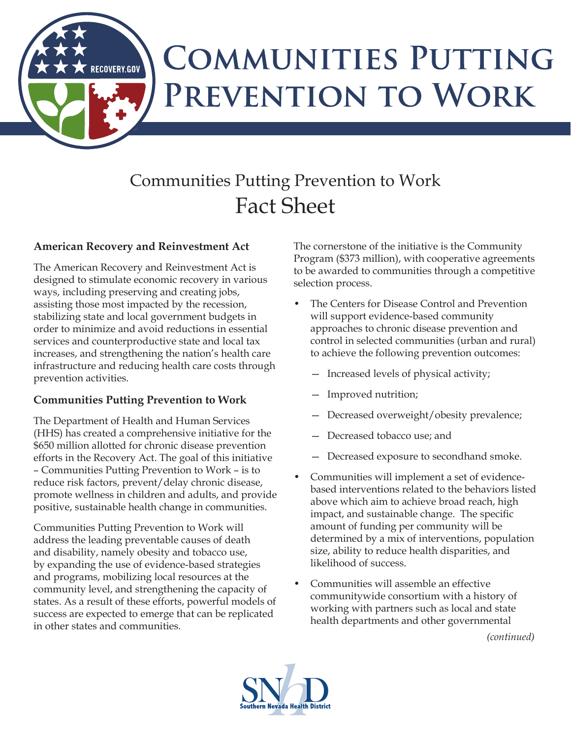# Communities Putting Prevention to Work

## Communities Putting Prevention to Work
## Fact Sheet

**American Recovery and Reinvestment Act**

The American Recovery and Reinvestment Act is designed to stimulate economic recovery in various ways, including preserving and creating jobs, assisting those most impacted by the recession, stabilizing state and local government budgets in order to minimize and avoid reductions in essential services and counterproductive state and local tax increases, and strengthening the nation's health care infrastructure and reducing health care costs through prevention activities.

**Communities Putting Prevention to Work**

The Department of Health and Human Services (HHS) has created a comprehensive initiative for the $650 million allotted for chronic disease prevention efforts in the Recovery Act. The goal of this initiative – Communities Putting Prevention to Work – is to reduce risk factors, prevent/delay chronic disease, promote wellness in children and adults, and provide positive, sustainable health change in communities.

Communities Putting Prevention to Work will address the leading preventable causes of death and disability, namely obesity and tobacco use, by expanding the use of evidence-based strategies and programs, mobilizing local resources at the community level, and strengthening the capacity of states. As a result of these efforts, powerful models of success are expected to emerge that can be replicated in other states and communities.

The cornerstone of the initiative is the Community Program ($373 million), with cooperative agreements to be awarded to communities through a competitive selection process.

- The Centers for Disease Control and Prevention will support evidence-based community approaches to chronic disease prevention and control in selected communities (urban and rural) to achieve the following prevention outcomes:
  - Increased levels of physical activity;
  - Improved nutrition;
  - Decreased overweight/obesity prevalence;
  - Decreased tobacco use; and
  - Decreased exposure to secondhand smoke.
- Communities will implement a set of evidence-based interventions related to the behaviors listed above which aim to achieve broad reach, high impact, and sustainable change. The specific amount of funding per community will be determined by a mix of interventions, population size, ability to reduce health disparities, and likelihood of success.
- Communities will assemble an effective communitywide consortium with a history of working with partners such as local and state health departments and other governmental

*(continued)*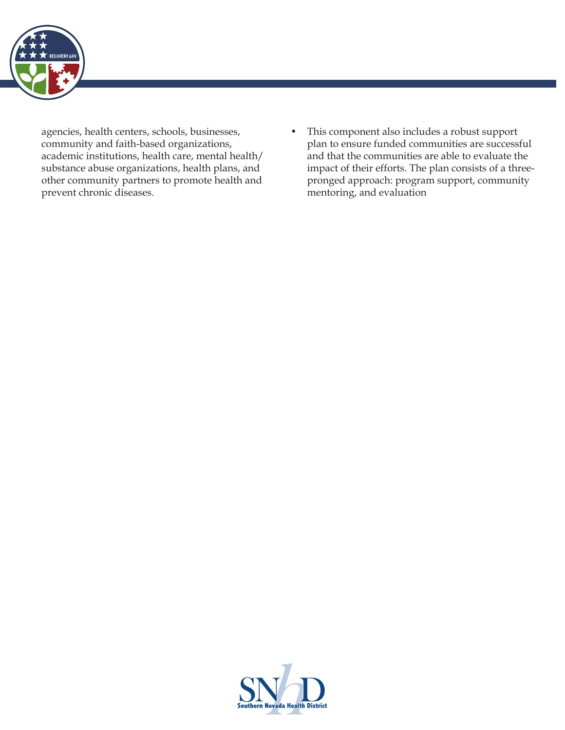agencies, health centers, schools, businesses, community and faith-based organizations, academic institutions, health care, mental health/ substance abuse organizations, health plans, and other community partners to promote health and prevent chronic diseases.

- This component also includes a robust support plan to ensure funded communities are successful and that the communities are able to evaluate the impact of their efforts. The plan consists of a three-pronged approach: program support, community mentoring, and evaluation